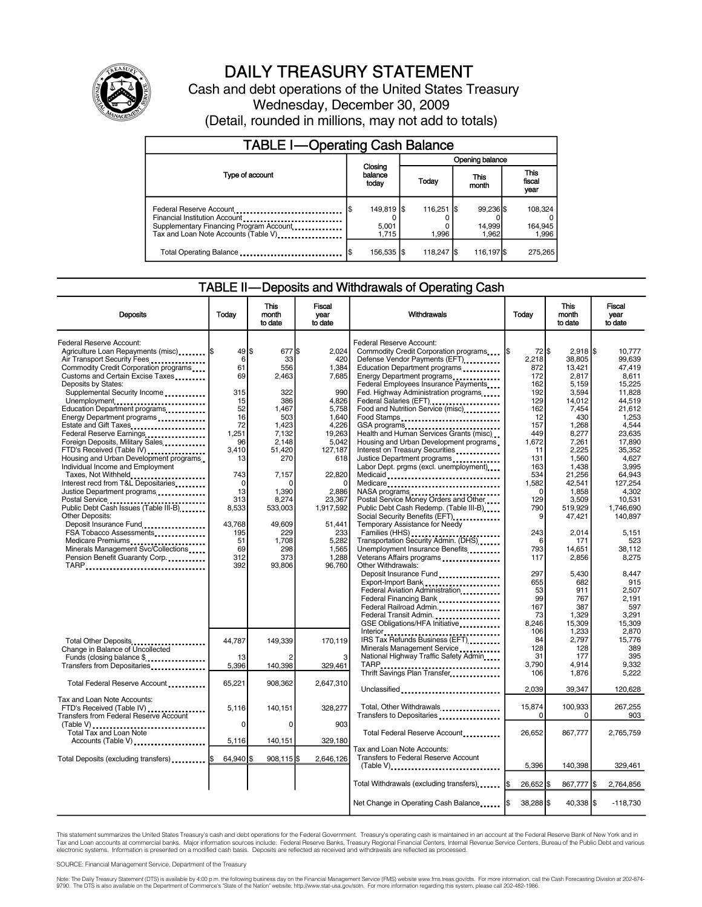# DAILY TREASURY STATEMENT

Cash and debt operations of the United States Treasury

Wednesday, December 30, 2009

(Detail, rounded in millions, may not add to totals)

## TABLE I—Operating Cash Balance

| Type of account | Closing balance today | Opening balance Today | Opening balance This month | Opening balance This fiscal year |
|---|---|---|---|---|
| Federal Reserve Account | $ 149,819 | $ 116,251 | $ 99,236 | $ 108,324 |
| Financial Institution Account | 0 | 0 | 0 | 0 |
| Supplementary Financing Program Account | 5,001 | 0 | 14,999 | 164,945 |
| Tax and Loan Note Accounts (Table V) | 1,715 | 1,996 | 1,962 | 1,996 |
| Total Operating Balance | $ 156,535 | $ 118,247 | $ 116,197 | $ 275,265 |

## TABLE II—Deposits and Withdrawals of Operating Cash

| Deposits | Today | This month to date | Fiscal year to date |
|---|---|---|---|
| Federal Reserve Account: | | | |
| Agriculture Loan Repayments (misc) | $ 49 | $ 677 | $ 2,024 |
| Air Transport Security Fees | 6 | 33 | 420 |
| Commodity Credit Corporation programs | 61 | 556 | 1,384 |
| Customs and Certain Excise Taxes | 69 | 2,463 | 7,685 |
| Deposits by States: | | | |
| Supplemental Security Income | 315 | 322 | 990 |
| Unemployment | 15 | 386 | 4,826 |
| Education Department programs | 52 | 1,467 | 5,758 |
| Energy Department programs | 16 | 503 | 1,640 |
| Estate and Gift Taxes | 72 | 1,423 | 4,226 |
| Federal Reserve Earnings | 1,251 | 7,132 | 19,263 |
| Foreign Deposits, Military Sales | 96 | 2,148 | 5,042 |
| FTD's Received (Table IV) | 3,410 | 51,420 | 127,187 |
| Housing and Urban Development programs | 13 | 270 | 618 |
| Individual Income and Employment Taxes, Not Withheld | 743 | 7,157 | 22,820 |
| Interest recd from T&L Depositaries | 0 | 0 | 0 |
| Justice Department programs | 13 | 1,390 | 2,886 |
| Postal Service | 313 | 8,274 | 23,367 |
| Public Debt Cash Issues (Table III-B) | 8,533 | 533,003 | 1,917,592 |
| Other Deposits: | | | |
| Deposit Insurance Fund | 43,768 | 49,609 | 51,441 |
| FSA Tobacco Assessments | 195 | 229 | 233 |
| Medicare Premiums | 51 | 1,708 | 5,282 |
| Minerals Management Svc/Collections | 69 | 298 | 1,565 |
| Pension Benefit Guaranty Corp. | 312 | 373 | 1,288 |
| TARP | 392 | 93,806 | 96,760 |
| Total Other Deposits | 44,787 | 149,339 | 170,119 |
| Change in Balance of Uncollected Funds (closing balance $ ) | 13 | 2 | 3 |
| Transfers from Depositaries | 5,396 | 140,398 | 329,461 |
| Total Federal Reserve Account | 65,221 | 908,362 | 2,647,310 |
| Tax and Loan Note Accounts: | | | |
| FTD's Received (Table IV) | 5,116 | 140,151 | 328,277 |
| Transfers from Federal Reserve Account (Table V) | 0 | 0 | 903 |
| Total Tax and Loan Note Accounts (Table V) | 5,116 | 140,151 | 329,180 |
| Total Deposits (excluding transfers) | $ 64,940 | $ 908,115 | $ 2,646,126 |

| Withdrawals | Today | This month to date | Fiscal year to date |
|---|---|---|---|
| Federal Reserve Account: | | | |
| Commodity Credit Corporation programs | $ 72 | $ 2,918 | $ 10,777 |
| Defense Vendor Payments (EFT) | 2,218 | 38,805 | 99,639 |
| Education Department programs | 872 | 13,421 | 47,419 |
| Energy Department programs | 172 | 2,817 | 8,611 |
| Federal Employees Insurance Payments | 162 | 5,159 | 15,225 |
| Fed. Highway Administration programs | 192 | 3,594 | 11,828 |
| Federal Salaries (EFT) | 129 | 14,012 | 44,519 |
| Food and Nutrition Service (misc) | 162 | 7,454 | 21,612 |
| Food Stamps | 12 | 430 | 1,253 |
| GSA programs | 157 | 1,268 | 4,544 |
| Health and Human Services Grants (misc) | 449 | 8,277 | 23,635 |
| Housing and Urban Development programs | 1,672 | 7,261 | 17,890 |
| Interest on Treasury Securities | 11 | 2,225 | 35,352 |
| Justice Department programs | 131 | 1,560 | 4,627 |
| Labor Dept. prgms (excl. unemployment) | 163 | 1,438 | 3,995 |
| Medicaid | 534 | 21,256 | 64,943 |
| Medicare | 1,582 | 42,541 | 127,254 |
| NASA programs | 0 | 1,858 | 4,302 |
| Postal Service Money Orders and Other | 129 | 3,509 | 10,531 |
| Public Debt Cash Redemp. (Table III-B) | 790 | 519,929 | 1,746,690 |
| Social Security Benefits (EFT) | 9 | 47,421 | 140,897 |
| Temporary Assistance for Needy Families (HHS) | 243 | 2,014 | 5,151 |
| Transportation Security Admin. (DHS) | 6 | 171 | 523 |
| Unemployment Insurance Benefits | 793 | 14,651 | 38,112 |
| Veterans Affairs programs | 117 | 2,856 | 8,275 |
| Other Withdrawals: | | | |
| Deposit Insurance Fund | 297 | 5,430 | 8,447 |
| Export-Import Bank | 655 | 682 | 915 |
| Federal Aviation Administration | 53 | 911 | 2,507 |
| Federal Financing Bank | 99 | 767 | 2,191 |
| Federal Railroad Admin. | 167 | 387 | 597 |
| Federal Transit Admin. | 73 | 1,329 | 3,291 |
| GSE Obligations/HFA Initiative | 8,246 | 15,309 | 15,309 |
| Interior | 106 | 1,233 | 2,870 |
| IRS Tax Refunds Business (EFT) | 84 | 2,797 | 15,776 |
| Minerals Management Service | 128 | 128 | 389 |
| National Highway Traffic Safety Admin | 31 | 177 | 395 |
| TARP | 3,790 | 4,914 | 9,332 |
| Thrift Savings Plan Transfer | 106 | 1,876 | 5,222 |
| Unclassified | 2,039 | 39,347 | 120,628 |
| Total, Other Withdrawals | 15,874 | 100,933 | 267,255 |
| Transfers to Depositaries | 0 | 0 | 903 |
| Total Federal Reserve Account | 26,652 | 867,777 | 2,765,759 |
| Tax and Loan Note Accounts: | | | |
| Transfers to Federal Reserve Account (Table V) | 5,396 | 140,398 | 329,461 |
| Total Withdrawals (excluding transfers) | $ 26,652 | $ 867,777 | $ 2,764,856 |
| Net Change in Operating Cash Balance | $ 38,288 | $ 40,338 | $ -118,730 |

This statement summarizes the United States Treasury's cash and debt operations for the Federal Government. Treasury's operating cash is maintained in an account at the Federal Reserve Bank of New York and in Tax and Loan accounts at commercial banks. Major information sources include: Federal Reserve Banks, Treasury Regional Financial Centers, Internal Revenue Service Centers, Bureau of the Public Debt and various electronic systems. Information is presented on a modified cash basis. Deposits are reflected as received and withdrawals are reflected as processed.

SOURCE: Financial Management Service, Department of the Treasury

Note: The Daily Treasury Statement (DTS) is available by 4:00 p.m. the following business day on the Financial Management Service (FMS) website www.fms.treas.gov/dts. For more information, call the Cash Forecasting Division at 202-874-9790. The DTS is also available on the Department of Commerce's "State of the Nation" website: http://www.stat-usa.gov/sotn. For more information regarding this system, please call 202-482-1986.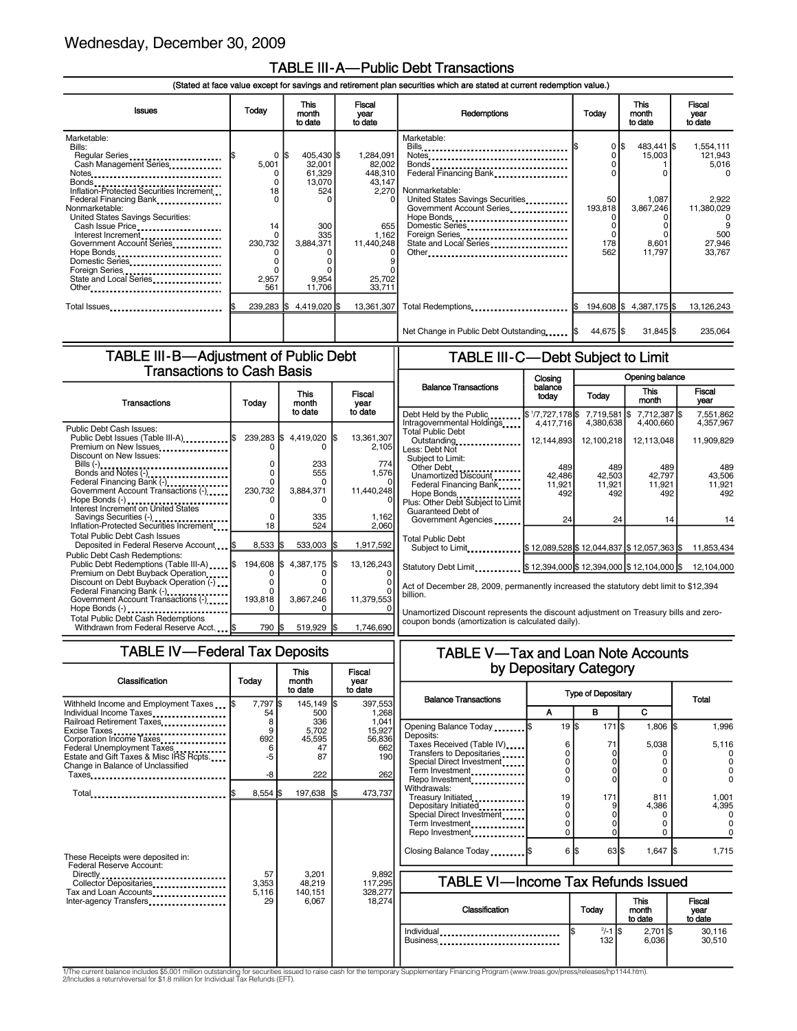Wednesday, December 30, 2009

## TABLE III-A—Public Debt Transactions

(Stated at face value except for savings and retirement plan securities which are stated at current redemption value.)

| Issues | Today | This month to date | Fiscal year to date |
|---|---|---|---|
| Marketable: | | | |
| Bills: | | | |
| Regular Series | $ 0 | $ 405,430 | $ 1,284,091 |
| Cash Management Series | 5,001 | 32,001 | 82,002 |
| Notes | 0 | 61,329 | 448,310 |
| Bonds | 0 | 13,070 | 43,147 |
| Inflation-Protected Securities Increment | 18 | 524 | 2,270 |
| Federal Financing Bank | 0 | 0 | 0 |
| Nonmarketable: | | | |
| United States Savings Securities: | | | |
| Cash Issue Price | 14 | 300 | 655 |
| Interest Increment | 0 | 335 | 1,162 |
| Government Account Series | 230,732 | 3,884,371 | 11,440,248 |
| Hope Bonds | 0 | 0 | 0 |
| Domestic Series | 0 | 0 | 9 |
| Foreign Series | 0 | 0 | 0 |
| State and Local Series | 2,957 | 9,954 | 25,702 |
| Other | 561 | 11,706 | 33,711 |
| Total Issues | $ 239,283 | $ 4,419,020 | $ 13,361,307 |

| Redemptions | Today | This month to date | Fiscal year to date |
|---|---|---|---|
| Marketable: | | | |
| Bills | $ 0 | $ 483,441 | $ 1,554,111 |
| Notes | 0 | 15,003 | 121,943 |
| Bonds | 0 | 1 | 5,016 |
| Federal Financing Bank | 0 | 0 | 0 |
| Nonmarketable: | | | |
| United States Savings Securities | 50 | 1,087 | 2,922 |
| Government Account Series | 193,818 | 3,867,246 | 11,380,029 |
| Hope Bonds | 0 | 0 | 0 |
| Domestic Series | 0 | 0 | 9 |
| Foreign Series | 0 | 0 | 500 |
| State and Local Series | 178 | 8,601 | 27,946 |
| Other | 562 | 11,797 | 33,767 |
| Total Redemptions | $ 194,608 | $ 4,387,175 | $ 13,126,243 |
| Net Change in Public Debt Outstanding | $ 44,675 | $ 31,845 | $ 235,064 |

## TABLE III-B—Adjustment of Public Debt Transactions to Cash Basis

| Transactions | Today | This month to date | Fiscal year to date |
|---|---|---|---|
| Public Debt Cash Issues: | | | |
| Public Debt Issues (Table III-A) | $ 239,283 | $ 4,419,020 | $ 13,361,307 |
| Premium on New Issues | 0 | 0 | 2,105 |
| Discount on New Issues: | | | |
| Bills (-) | 0 | 233 | 774 |
| Bonds and Notes (-) | 0 | 555 | 1,576 |
| Federal Financing Bank (-) | 0 | 0 | 0 |
| Government Account Transactions (-) | 230,732 | 3,884,371 | 11,440,248 |
| Hope Bonds (-) | 0 | 0 | 0 |
| Interest Increment on United States Savings Securities (-) | 0 | 335 | 1,162 |
| Inflation-Protected Securities Increment | 18 | 524 | 2,060 |
| Total Public Debt Cash Issues Deposited in Federal Reserve Account | $ 8,533 | $ 533,003 | $ 1,917,592 |
| Public Debt Cash Redemptions: | | | |
| Public Debt Redemptions (Table III-A) | $ 194,608 | $ 4,387,175 | $ 13,126,243 |
| Premium on Debt Buyback Operation | 0 | 0 | 0 |
| Discount on Debt Buyback Operation (-) | 0 | 0 | 0 |
| Federal Financing Bank (-) | 0 | 0 | 0 |
| Government Account Transactions (-) | 193,818 | 3,867,246 | 11,379,553 |
| Hope Bonds (-) | 0 | 0 | 0 |
| Total Public Debt Cash Redemptions Withdrawn from Federal Reserve Acct. | $ 790 | $ 519,929 | $ 1,746,690 |

## TABLE III-C—Debt Subject to Limit

| Balance Transactions | Closing balance today | Opening balance Today | Opening balance This month | Opening balance Fiscal year |
|---|---|---|---|---|
| Debt Held by the Public | $ [1]7,727,178 | $ 7,719,581 | $ 7,712,387 | $ 7,551,862 |
| Intragovernmental Holdings | 4,417,716 | 4,380,638 | 4,400,660 | 4,357,967 |
| Total Public Debt Outstanding | 12,144,893 | 12,100,218 | 12,113,048 | 11,909,829 |
| Less: Debt Not Subject to Limit: | | | | |
| Other Debt | 489 | 489 | 489 | 489 |
| Unamortized Discount | 42,486 | 42,503 | 42,797 | 43,506 |
| Federal Financing Bank | 11,921 | 11,921 | 11,921 | 11,921 |
| Hope Bonds | 492 | 492 | 492 | 492 |
| Plus: Other Debt Subject to Limit Guaranteed Debt of Government Agencies | 24 | 24 | 14 | 14 |
| Total Public Debt Subject to Limit | $ 12,089,528 | $ 12,044,837 | $ 12,057,363 | $ 11,853,434 |
| Statutory Debt Limit | $ 12,394,000 | $ 12,394,000 | $ 12,104,000 | $ 12,104,000 |

Act of December 28, 2009, permanently increased the statutory debt limit to $12,394 billion.

Unamortized Discount represents the discount adjustment on Treasury bills and zero-coupon bonds (amortization is calculated daily).

## TABLE IV—Federal Tax Deposits

| Classification | Today | This month to date | Fiscal year to date |
|---|---|---|---|
| Withheld Income and Employment Taxes | $ 7,797 | $ 145,149 | $ 397,553 |
| Individual Income Taxes | 54 | 500 | 1,268 |
| Railroad Retirement Taxes | 8 | 336 | 1,041 |
| Excise Taxes | 9 | 5,702 | 15,927 |
| Corporation Income Taxes | 692 | 45,595 | 56,836 |
| Federal Unemployment Taxes | 6 | 47 | 662 |
| Estate and Gift Taxes & Misc IRS Rcpts. | -5 | 87 | 190 |
| Change in Balance of Unclassified Taxes | -8 | 222 | 262 |
| Total | $ 8,554 | $ 197,638 | $ 473,737 |
| These Receipts were deposited in: | | | |
| Federal Reserve Account: | | | |
| Directly | 57 | 3,201 | 9,892 |
| Collector Depositaries | 3,353 | 48,219 | 117,295 |
| Tax and Loan Accounts | 5,116 | 140,151 | 328,277 |
| Inter-agency Transfers | 29 | 6,067 | 18,274 |

## TABLE V—Tax and Loan Note Accounts by Depositary Category

| Balance Transactions | Type of Depositary A | Type of Depositary B | Type of Depositary C | Total |
|---|---|---|---|---|
| Opening Balance Today | $ 19 | $ 171 | $ 1,806 | $ 1,996 |
| Deposits: | | | | |
| Taxes Received (Table IV) | 6 | 71 | 5,038 | 5,116 |
| Transfers to Depositaries | 0 | 0 | 0 | 0 |
| Special Direct Investment | 0 | 0 | 0 | 0 |
| Term Investment | 0 | 0 | 0 | 0 |
| Repo Investment | 0 | 0 | 0 | 0 |
| Withdrawals: | | | | |
| Treasury Initiated | 19 | 171 | 811 | 1,001 |
| Depositary Initiated | 0 | 9 | 4,386 | 4,395 |
| Special Direct Investment | 0 | 0 | 0 | 0 |
| Term Investment | 0 | 0 | 0 | 0 |
| Repo Investment | 0 | 0 | 0 | 0 |
| Closing Balance Today | $ 6 | $ 63 | $ 1,647 | $ 1,715 |

## TABLE VI—Income Tax Refunds Issued

| Classification | Today | This month to date | Fiscal year to date |
|---|---|---|---|
| Individual | $ [2]/-1 | $ 2,701 | $ 30,116 |
| Business | 132 | 6,036 | 30,510 |

1/The current balance includes $5,001 million outstanding for securities issued to raise cash for the temporary Supplementary Financing Program (www.treas.gov/press/releases/hp1144.htm).
2/Includes a return/reversal for $1.8 million for Individual Tax Refunds (EFT).